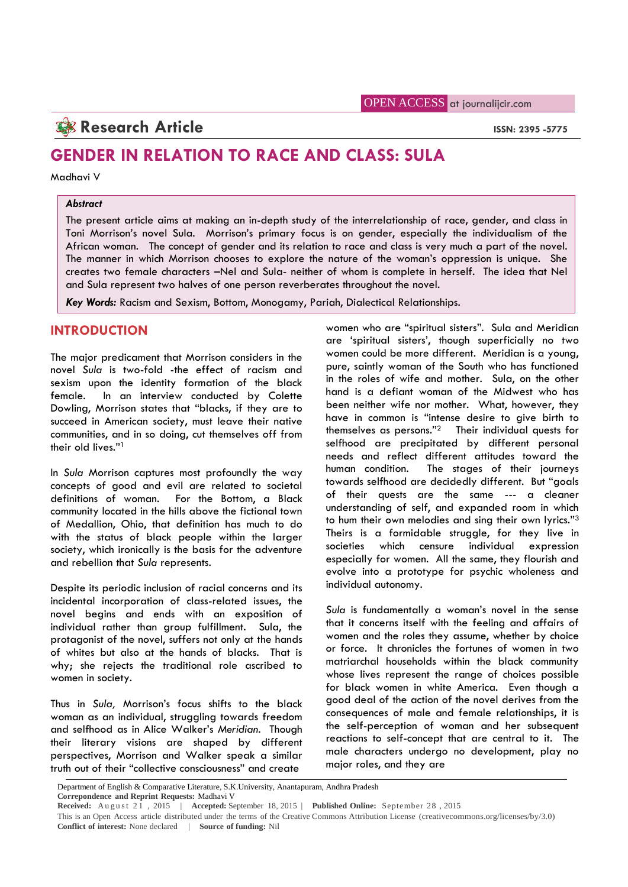OPEN ACCESS at journalijcir.com

**Research Article**

ISSN: 2395 -5775

# GENDER IN RELATION TO RACE AND CLASS: SULA

Madhavi V

***Abstract***

The present article aims at making an in-depth study of the interrelationship of race, gender, and class in Toni Morrison's novel Sula. Morrison's primary focus is on gender, especially the individualism of the African woman. The concept of gender and its relation to race and class is very much a part of the novel. The manner in which Morrison chooses to explore the nature of the woman's oppression is unique. She creates two female characters –Nel and Sula- neither of whom is complete in herself. The idea that Nel and Sula represent two halves of one person reverberates throughout the novel.

***Key Words:*** Racism and Sexism, Bottom, Monogamy, Pariah, Dialectical Relationships.

## INTRODUCTION

The major predicament that Morrison considers in the novel *Sula* is two-fold -the effect of racism and sexism upon the identity formation of the black female. In an interview conducted by Colette Dowling, Morrison states that "blacks, if they are to succeed in American society, must leave their native communities, and in so doing, cut themselves off from their old lives."[1]

In *Sula* Morrison captures most profoundly the way concepts of good and evil are related to societal definitions of woman. For the Bottom, a Black community located in the hills above the fictional town of Medallion, Ohio, that definition has much to do with the status of black people within the larger society, which ironically is the basis for the adventure and rebellion that *Sula* represents.

Despite its periodic inclusion of racial concerns and its incidental incorporation of class-related issues, the novel begins and ends with an exposition of individual rather than group fulfillment. Sula, the protagonist of the novel, suffers not only at the hands of whites but also at the hands of blacks. That is why; she rejects the traditional role ascribed to women in society.

Thus in *Sula,* Morrison's focus shifts to the black woman as an individual, struggling towards freedom and selfhood as in Alice Walker's *Meridian.* Though their literary visions are shaped by different perspectives, Morrison and Walker speak a similar truth out of their "collective consciousness" and create women who are "spiritual sisters". Sula and Meridian are 'spiritual sisters', though superficially no two women could be more different. Meridian is a young, pure, saintly woman of the South who has functioned in the roles of wife and mother. Sula, on the other hand is a defiant woman of the Midwest who has been neither wife nor mother. What, however, they have in common is "intense desire to give birth to themselves as persons."[2] Their individual quests for selfhood are precipitated by different personal needs and reflect different attitudes toward the human condition. The stages of their journeys towards selfhood are decidedly different. But "goals of their quests are the same --- a cleaner understanding of self, and expanded room in which to hum their own melodies and sing their own lyrics."[3] Theirs is a formidable struggle, for they live in societies which censure individual expression especially for women. All the same, they flourish and evolve into a prototype for psychic wholeness and individual autonomy.

*Sula* is fundamentally a woman's novel in the sense that it concerns itself with the feeling and affairs of women and the roles they assume, whether by choice or force. It chronicles the fortunes of women in two matriarchal households within the black community whose lives represent the range of choices possible for black women in white America. Even though a good deal of the action of the novel derives from the consequences of male and female relationships, it is the self-perception of woman and her subsequent reactions to self-concept that are central to it. The male characters undergo no development, play no major roles, and they are

Department of English & Comparative Literature, S.K.University, Anantapuram, Andhra Pradesh
**Correpondence and Reprint Requests:** Madhavi V
**Received:** August 21, 2015 | **Accepted:** September 18, 2015 | **Published Online:** September 28, 2015
This is an Open Access article distributed under the terms of the Creative Commons Attribution License (creativecommons.org/licenses/by/3.0)
**Conflict of interest:** None declared | **Source of funding:** Nil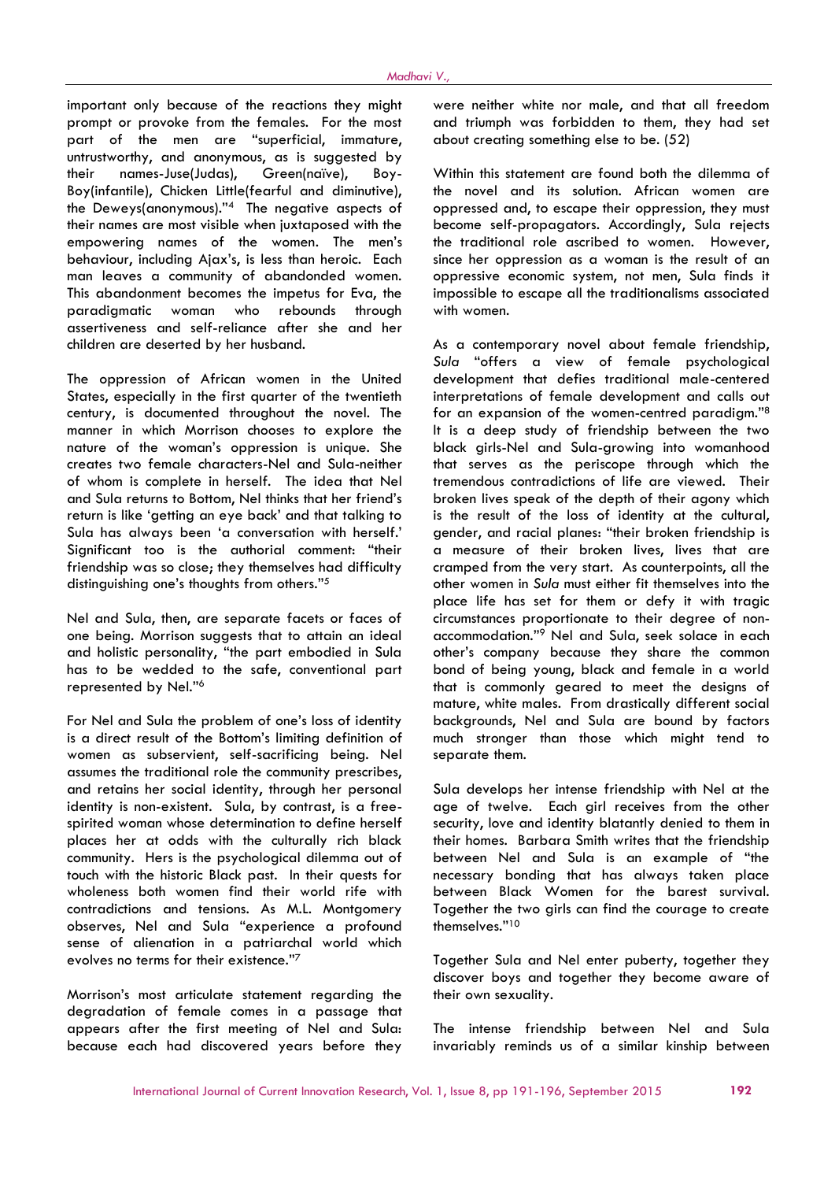important only because of the reactions they might prompt or provoke from the females. For the most part of the men are "superficial, immature, untrustworthy, and anonymous, as is suggested by their names-Juse(Judas), Green(naïve), Boy-Boy(infantile), Chicken Little(fearful and diminutive), the Deweys(anonymous)."[4] The negative aspects of their names are most visible when juxtaposed with the empowering names of the women. The men's behaviour, including Ajax's, is less than heroic. Each man leaves a community of abandonded women. This abandonment becomes the impetus for Eva, the paradigmatic woman who rebounds through assertiveness and self-reliance after she and her children are deserted by her husband.

The oppression of African women in the United States, especially in the first quarter of the twentieth century, is documented throughout the novel. The manner in which Morrison chooses to explore the nature of the woman's oppression is unique. She creates two female characters-Nel and Sula-neither of whom is complete in herself. The idea that Nel and Sula returns to Bottom, Nel thinks that her friend's return is like 'getting an eye back' and that talking to Sula has always been 'a conversation with herself.' Significant too is the authorial comment: "their friendship was so close; they themselves had difficulty distinguishing one's thoughts from others."[5]

Nel and Sula, then, are separate facets or faces of one being. Morrison suggests that to attain an ideal and holistic personality, "the part embodied in Sula has to be wedded to the safe, conventional part represented by Nel."[6]

For Nel and Sula the problem of one's loss of identity is a direct result of the Bottom's limiting definition of women as subservient, self-sacrificing being. Nel assumes the traditional role the community prescribes, and retains her social identity, through her personal identity is non-existent. Sula, by contrast, is a free-spirited woman whose determination to define herself places her at odds with the culturally rich black community. Hers is the psychological dilemma out of touch with the historic Black past. In their quests for wholeness both women find their world rife with contradictions and tensions. As M.L. Montgomery observes, Nel and Sula "experience a profound sense of alienation in a patriarchal world which evolves no terms for their existence."[7]

Morrison's most articulate statement regarding the degradation of female comes in a passage that appears after the first meeting of Nel and Sula: because each had discovered years before they were neither white nor male, and that all freedom and triumph was forbidden to them, they had set about creating something else to be. (52)

Within this statement are found both the dilemma of the novel and its solution. African women are oppressed and, to escape their oppression, they must become self-propagators. Accordingly, Sula rejects the traditional role ascribed to women. However, since her oppression as a woman is the result of an oppressive economic system, not men, Sula finds it impossible to escape all the traditionalisms associated with women.

As a contemporary novel about female friendship, *Sula* "offers a view of female psychological development that defies traditional male-centered interpretations of female development and calls out for an expansion of the women-centred paradigm."[8] It is a deep study of friendship between the two black girls-Nel and Sula-growing into womanhood that serves as the periscope through which the tremendous contradictions of life are viewed. Their broken lives speak of the depth of their agony which is the result of the loss of identity at the cultural, gender, and racial planes: "their broken friendship is a measure of their broken lives, lives that are cramped from the very start. As counterpoints, all the other women in *Sula* must either fit themselves into the place life has set for them or defy it with tragic circumstances proportionate to their degree of non-accommodation."[9] Nel and Sula, seek solace in each other's company because they share the common bond of being young, black and female in a world that is commonly geared to meet the designs of mature, white males. From drastically different social backgrounds, Nel and Sula are bound by factors much stronger than those which might tend to separate them.

Sula develops her intense friendship with Nel at the age of twelve. Each girl receives from the other security, love and identity blatantly denied to them in their homes. Barbara Smith writes that the friendship between Nel and Sula is an example of "the necessary bonding that has always taken place between Black Women for the barest survival. Together the two girls can find the courage to create themselves."[10]

Together Sula and Nel enter puberty, together they discover boys and together they become aware of their own sexuality.

The intense friendship between Nel and Sula invariably reminds us of a similar kinship between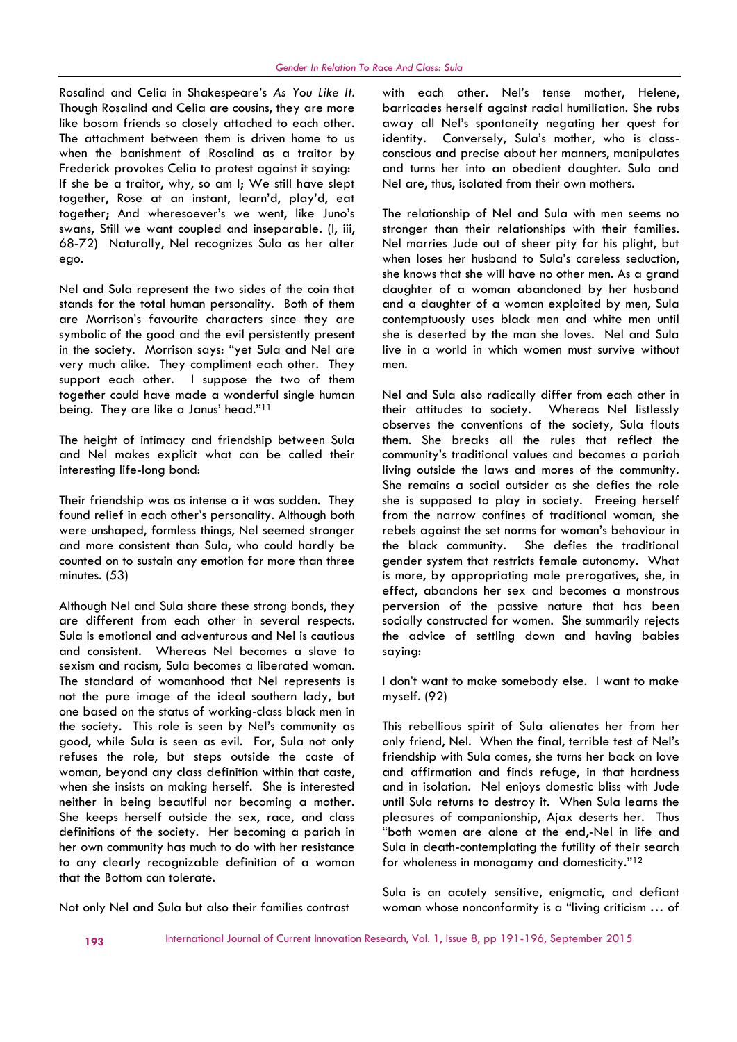Rosalind and Celia in Shakespeare's *As You Like It*. Though Rosalind and Celia are cousins, they are more like bosom friends so closely attached to each other. The attachment between them is driven home to us when the banishment of Rosalind as a traitor by Frederick provokes Celia to protest against it saying: If she be a traitor, why, so am I; We still have slept together, Rose at an instant, learn'd, play'd, eat together; And wheresoever's we went, like Juno's swans, Still we want coupled and inseparable. (I, iii, 68-72) Naturally, Nel recognizes Sula as her alter ego.

Nel and Sula represent the two sides of the coin that stands for the total human personality. Both of them are Morrison's favourite characters since they are symbolic of the good and the evil persistently present in the society. Morrison says: "yet Sula and Nel are very much alike. They compliment each other. They support each other. I suppose the two of them together could have made a wonderful single human being. They are like a Janus' head."[11]

The height of intimacy and friendship between Sula and Nel makes explicit what can be called their interesting life-long bond:

Their friendship was as intense a it was sudden. They found relief in each other's personality. Although both were unshaped, formless things, Nel seemed stronger and more consistent than Sula, who could hardly be counted on to sustain any emotion for more than three minutes. (53)

Although Nel and Sula share these strong bonds, they are different from each other in several respects. Sula is emotional and adventurous and Nel is cautious and consistent. Whereas Nel becomes a slave to sexism and racism, Sula becomes a liberated woman. The standard of womanhood that Nel represents is not the pure image of the ideal southern lady, but one based on the status of working-class black men in the society. This role is seen by Nel's community as good, while Sula is seen as evil. For, Sula not only refuses the role, but steps outside the caste of woman, beyond any class definition within that caste, when she insists on making herself. She is interested neither in being beautiful nor becoming a mother. She keeps herself outside the sex, race, and class definitions of the society. Her becoming a pariah in her own community has much to do with her resistance to any clearly recognizable definition of a woman that the Bottom can tolerate.

Not only Nel and Sula but also their families contrast with each other. Nel's tense mother, Helene, barricades herself against racial humiliation. She rubs away all Nel's spontaneity negating her quest for identity. Conversely, Sula's mother, who is class-conscious and precise about her manners, manipulates and turns her into an obedient daughter. Sula and Nel are, thus, isolated from their own mothers.

The relationship of Nel and Sula with men seems no stronger than their relationships with their families. Nel marries Jude out of sheer pity for his plight, but when loses her husband to Sula's careless seduction, she knows that she will have no other men. As a grand daughter of a woman abandoned by her husband and a daughter of a woman exploited by men, Sula contemptuously uses black men and white men until she is deserted by the man she loves. Nel and Sula live in a world in which women must survive without men.

Nel and Sula also radically differ from each other in their attitudes to society. Whereas Nel listlessly observes the conventions of the society, Sula flouts them. She breaks all the rules that reflect the community's traditional values and becomes a pariah living outside the laws and mores of the community. She remains a social outsider as she defies the role she is supposed to play in society. Freeing herself from the narrow confines of traditional woman, she rebels against the set norms for woman's behaviour in the black community. She defies the traditional gender system that restricts female autonomy. What is more, by appropriating male prerogatives, she, in effect, abandons her sex and becomes a monstrous perversion of the passive nature that has been socially constructed for women. She summarily rejects the advice of settling down and having babies saying:

I don't want to make somebody else. I want to make myself. (92)

This rebellious spirit of Sula alienates her from her only friend, Nel. When the final, terrible test of Nel's friendship with Sula comes, she turns her back on love and affirmation and finds refuge, in that hardness and in isolation. Nel enjoys domestic bliss with Jude until Sula returns to destroy it. When Sula learns the pleasures of companionship, Ajax deserts her. Thus "both women are alone at the end,-Nel in life and Sula in death-contemplating the futility of their search for wholeness in monogamy and domesticity."[12]

Sula is an acutely sensitive, enigmatic, and defiant woman whose nonconformity is a "living criticism … of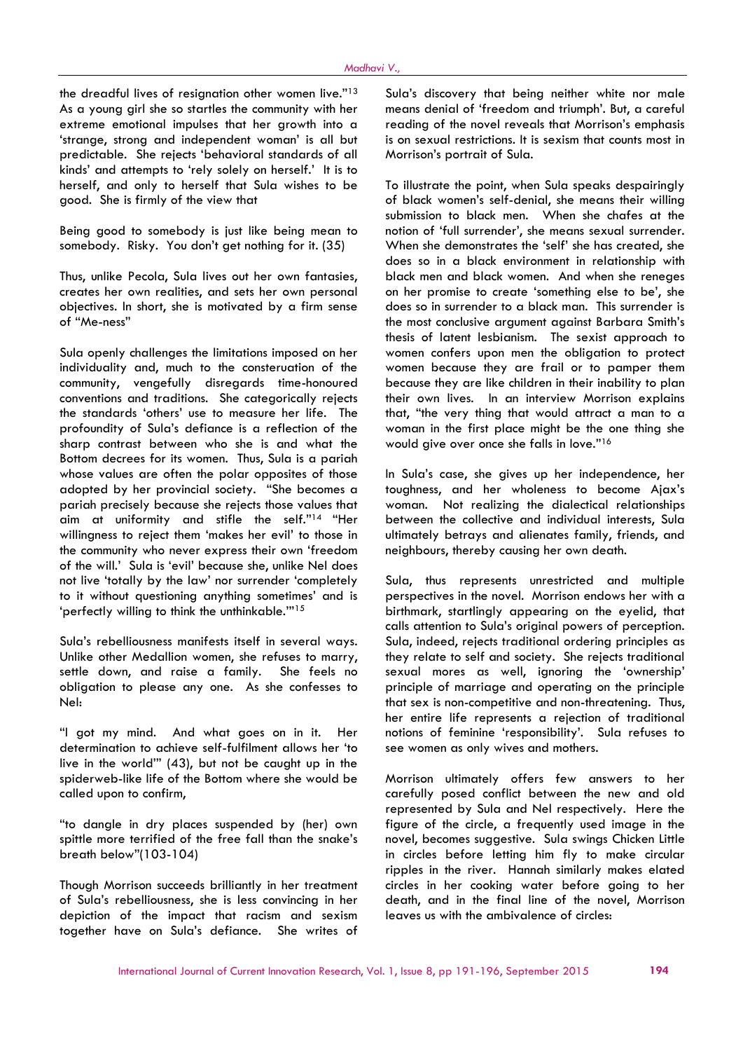the dreadful lives of resignation other women live."[13] As a young girl she so startles the community with her extreme emotional impulses that her growth into a 'strange, strong and independent woman' is all but predictable. She rejects 'behavioral standards of all kinds' and attempts to 'rely solely on herself.' It is to herself, and only to herself that Sula wishes to be good. She is firmly of the view that

Being good to somebody is just like being mean to somebody. Risky. You don't get nothing for it. (35)

Thus, unlike Pecola, Sula lives out her own fantasies, creates her own realities, and sets her own personal objectives. In short, she is motivated by a firm sense of "Me-ness"

Sula openly challenges the limitations imposed on her individuality and, much to the consteruation of the community, vengefully disregards time-honoured conventions and traditions. She categorically rejects the standards 'others' use to measure her life. The profoundity of Sula's defiance is a reflection of the sharp contrast between who she is and what the Bottom decrees for its women. Thus, Sula is a pariah whose values are often the polar opposites of those adopted by her provincial society. "She becomes a pariah precisely because she rejects those values that aim at uniformity and stifle the self."[14] "Her willingness to reject them 'makes her evil' to those in the community who never express their own 'freedom of the will.' Sula is 'evil' because she, unlike Nel does not live 'totally by the law' nor surrender 'completely to it without questioning anything sometimes' and is 'perfectly willing to think the unthinkable.'"[15]

Sula's rebelliousness manifests itself in several ways. Unlike other Medallion women, she refuses to marry, settle down, and raise a family. She feels no obligation to please any one. As she confesses to Nel:

"I got my mind. And what goes on in it. Her determination to achieve self-fulfilment allows her 'to live in the world'" (43), but not be caught up in the spiderweb-like life of the Bottom where she would be called upon to confirm,

"to dangle in dry places suspended by (her) own spittle more terrified of the free fall than the snake's breath below"(103-104)

Though Morrison succeeds brilliantly in her treatment of Sula's rebelliousness, she is less convincing in her depiction of the impact that racism and sexism together have on Sula's defiance. She writes of Sula's discovery that being neither white nor male means denial of 'freedom and triumph'. But, a careful reading of the novel reveals that Morrison's emphasis is on sexual restrictions. It is sexism that counts most in Morrison's portrait of Sula.

To illustrate the point, when Sula speaks despairingly of black women's self-denial, she means their willing submission to black men. When she chafes at the notion of 'full surrender', she means sexual surrender. When she demonstrates the 'self' she has created, she does so in a black environment in relationship with black men and black women. And when she reneges on her promise to create 'something else to be', she does so in surrender to a black man. This surrender is the most conclusive argument against Barbara Smith's thesis of latent lesbianism. The sexist approach to women confers upon men the obligation to protect women because they are frail or to pamper them because they are like children in their inability to plan their own lives. In an interview Morrison explains that, "the very thing that would attract a man to a woman in the first place might be the one thing she would give over once she falls in love."[16]

In Sula's case, she gives up her independence, her toughness, and her wholeness to become Ajax's woman. Not realizing the dialectical relationships between the collective and individual interests, Sula ultimately betrays and alienates family, friends, and neighbours, thereby causing her own death.

Sula, thus represents unrestricted and multiple perspectives in the novel. Morrison endows her with a birthmark, startlingly appearing on the eyelid, that calls attention to Sula's original powers of perception. Sula, indeed, rejects traditional ordering principles as they relate to self and society. She rejects traditional sexual mores as well, ignoring the 'ownership' principle of marriage and operating on the principle that sex is non-competitive and non-threatening. Thus, her entire life represents a rejection of traditional notions of feminine 'responsibility'. Sula refuses to see women as only wives and mothers.

Morrison ultimately offers few answers to her carefully posed conflict between the new and old represented by Sula and Nel respectively. Here the figure of the circle, a frequently used image in the novel, becomes suggestive. Sula swings Chicken Little in circles before letting him fly to make circular ripples in the river. Hannah similarly makes elated circles in her cooking water before going to her death, and in the final line of the novel, Morrison leaves us with the ambivalence of circles: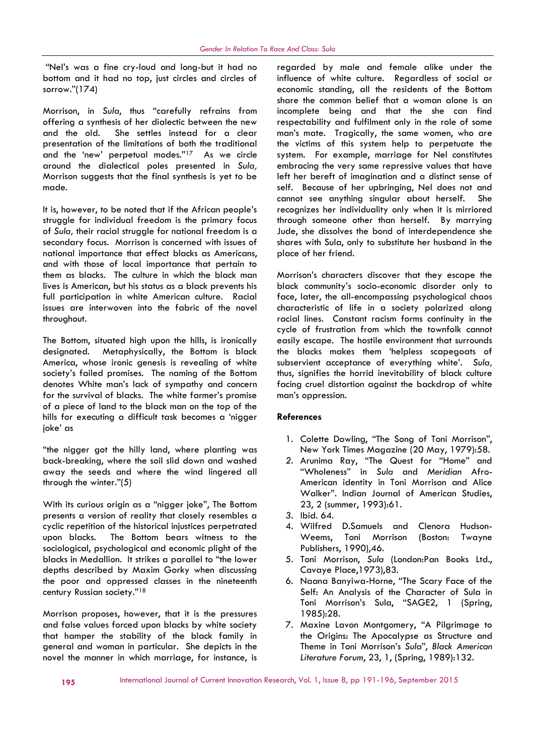"Nel's was a fine cry-loud and long-but it had no bottom and it had no top, just circles and circles of sorrow."(174)

Morrison, in *Sula*, thus "carefully refrains from offering a synthesis of her dialectic between the new and the old. She settles instead for a clear presentation of the limitations of both the traditional and the 'new' perpetual modes."[17] As we circle around the dialectical poles presented in *Sula,* Morrison suggests that the final synthesis is yet to be made.

It is, however, to be noted that if the African people's struggle for individual freedom is the primary focus of *Sula,* their racial struggle for national freedom is a secondary focus. Morrison is concerned with issues of national importance that effect blacks as Americans, and with those of local importance that pertain to them as blacks. The culture in which the black man lives is American, but his status as a black prevents his full participation in white American culture. Racial issues are interwoven into the fabric of the novel throughout.

The Bottom, situated high upon the hills, is ironically designated. Metaphysically, the Bottom is black America, whose ironic genesis is revealing of white society's failed promises. The naming of the Bottom denotes White man's lack of sympathy and concern for the survival of blacks. The white farmer's promise of a piece of land to the black man on the top of the hills for executing a difficult task becomes a 'nigger joke' as

"the nigger got the hilly land, where planting was back-breaking, where the soil slid down and washed away the seeds and where the wind lingered all through the winter."(5)

With its curious origin as a "nigger joke", The Bottom presents a version of reality that closely resembles a cyclic repetition of the historical injustices perpetrated upon blacks. The Bottom bears witness to the sociological, psychological and economic plight of the blacks in Medallion. It strikes a parallel to "the lower depths described by Maxim Gorky when discussing the poor and oppressed classes in the nineteenth century Russian society."[18]

Morrison proposes, however, that it is the pressures and false values forced upon blacks by white society that hamper the stability of the black family in general and woman in particular. She depicts in the novel the manner in which marriage, for instance, is regarded by male and female alike under the influence of white culture. Regardless of social or economic standing, all the residents of the Bottom share the common belief that a woman alone is an incomplete being and that the she can find respectability and fulfilment only in the role of some man's mate. Tragically, the same women, who are the victims of this system help to perpetuate the system. For example, marriage for Nel constitutes embracing the very same repressive values that have left her bereft of imagination and a distinct sense of self. Because of her upbringing, Nel does not and cannot see anything singular about herself. She recognizes her individuality only when it is mirriored through someone other than herself. By marrying Jude, she dissolves the bond of interdependence she shares with Sula, only to substitute her husband in the place of her friend.

Morrison's characters discover that they escape the black community's socio-economic disorder only to face, later, the all-encompassing psychological chaos characteristic of life in a society polarized along racial lines. Constant racism forms continuity in the cycle of frustration from which the townfolk cannot easily escape. The hostile environment that surrounds the blacks makes them 'helpless scapegoats of subservient acceptance of everything white'. *Sula,* thus, signifies the horrid inevitability of black culture facing cruel distortion against the backdrop of white man's oppression.

**References**

1. Colette Dowling, "The Song of Toni Morrison", New York Times Magazine (20 May, 1979):58.
2. Arunima Ray, "The Quest for "Home" and "Wholeness" in *Sula* and *Meridian* Afro-American identity in Toni Morrison and Alice Walker". Indian Journal of American Studies, 23, 2 (summer, 1993):61.
3. Ibid. 64.
4. Wilfred D.Samuels and Clenora Hudson-Weems, Toni Morrison (Boston: Twayne Publishers, 1990),46.
5. Toni Morrison, *Sula* (London:Pan Books Ltd., Cavaye Place,1973),83.
6. Naana Banyiwa-Horne, "The Scary Face of the Self: An Analysis of the Character of Sula in Toni Morrison's Sula, "SAGE2, 1 (Spring, 1985):28.
7. Maxine Lavon Montgomery, "A Pilgrimage to the Origins: The Apocalypse as Structure and Theme in Toni Morrison's *Sula*", *Black American Literature Forum*, 23, 1, (Spring, 1989):132.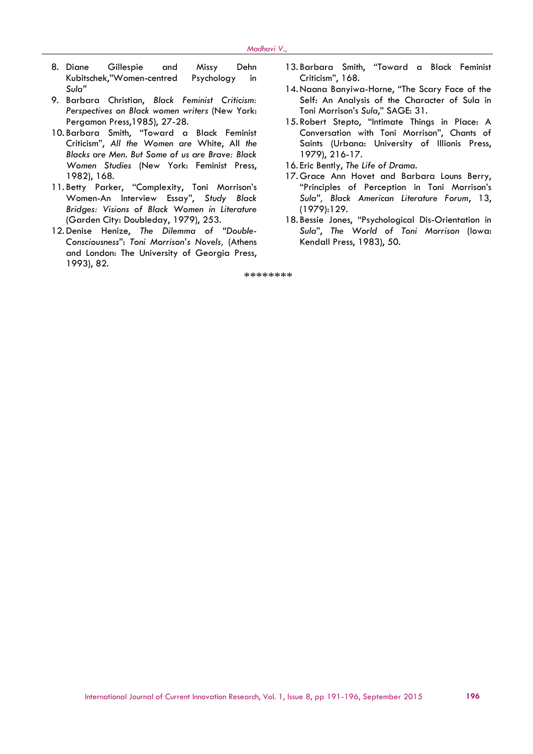8. Diane Gillespie and Missy Dehn Kubitschek,"Women-centred Psychology in *Sula*"
9. Barbara Christian, *Black Feminist Criticism: Perspectives on Black women writers* (New York: Pergamon Press,1985), 27-28.
10. Barbara Smith, "Toward a Black Feminist Criticism", *All the Women are* White, All *the Blacks are Men. But Some of us are Brave: Black Women Studies* (New York: Feminist Press, 1982), 168.
11. Betty Parker, "Complexity, Toni Morrison's Women-An Interview Essay", *Study Black Bridges: Visions of Black Women in Literature* (Garden City: Doubleday, 1979), 253.
12. Denise Henize, *The Dilemma of "Double-*Consciousness": *Toni Morrison's Novels,* (Athens and London: The University of Georgia Press, 1993), 82.
13. Barbara Smith, "Toward a Black Feminist Criticism", 168.
14. Naana Banyiwa-Horne, "The Scary Face of the Self: An Analysis of the Character of Sula in Toni Morrison's *Sula*," SAGE: 31.
15. Robert Stepto, "Intimate Things in Place: A Conversation with Toni Morrison", Chants of Saints (Urbana: University of Illionis Press, 1979), 216-17.
16. Eric Bently, *The Life of Drama.*
17. Grace Ann Hovet and Barbara Louns Berry, "Principles of Perception in Toni Morrison's *Sula", Black American Literature Forum*, 13, (1979):129.
18. Bessie Jones, "Psychological Dis-Orientation in *Sula*", *The World of Toni Morrison* (Iowa: Kendall Press, 1983), 50.

********